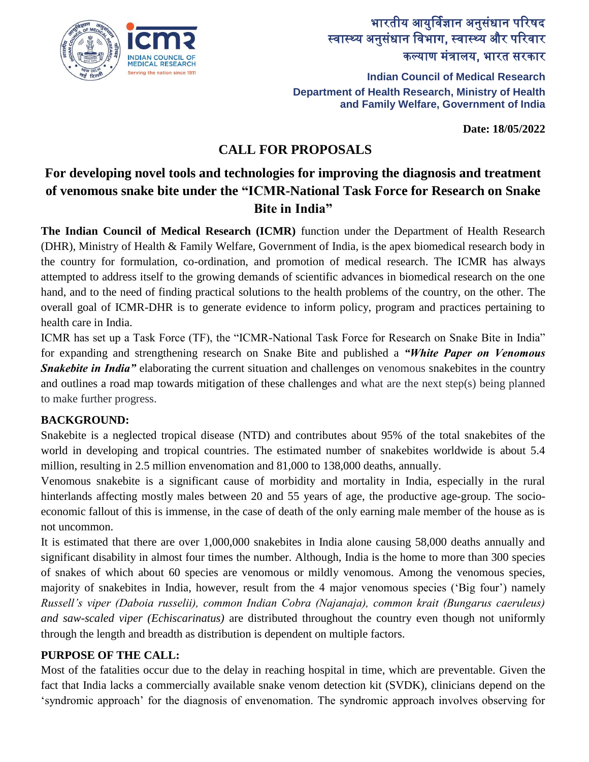भारतीय आयुर्विज्ञान अनुसंधान परिषद
स्वास्थ्य अनुसंधान विभाग, स्वास्थ्य और परिवार कल्याण मंत्रालय, भारत सरकार

**Indian Council of Medical Research**
**Department of Health Research, Ministry of Health and Family Welfare, Government of India**

**Date: 18/05/2022**

# CALL FOR PROPOSALS

## For developing novel tools and technologies for improving the diagnosis and treatment of venomous snake bite under the "ICMR-National Task Force for Research on Snake Bite in India"

**The Indian Council of Medical Research (ICMR)** function under the Department of Health Research (DHR), Ministry of Health & Family Welfare, Government of India, is the apex biomedical research body in the country for formulation, co-ordination, and promotion of medical research. The ICMR has always attempted to address itself to the growing demands of scientific advances in biomedical research on the one hand, and to the need of finding practical solutions to the health problems of the country, on the other. The overall goal of ICMR-DHR is to generate evidence to inform policy, program and practices pertaining to health care in India.

ICMR has set up a Task Force (TF), the "ICMR-National Task Force for Research on Snake Bite in India" for expanding and strengthening research on Snake Bite and published a ***"White Paper on Venomous Snakebite in India"*** elaborating the current situation and challenges on venomous snakebites in the country and outlines a road map towards mitigation of these challenges and what are the next step(s) being planned to make further progress.

### BACKGROUND:

Snakebite is a neglected tropical disease (NTD) and contributes about 95% of the total snakebites of the world in developing and tropical countries. The estimated number of snakebites worldwide is about 5.4 million, resulting in 2.5 million envenomation and 81,000 to 138,000 deaths, annually.

Venomous snakebite is a significant cause of morbidity and mortality in India, especially in the rural hinterlands affecting mostly males between 20 and 55 years of age, the productive age-group. The socio-economic fallout of this is immense, in the case of death of the only earning male member of the house as is not uncommon.

It is estimated that there are over 1,000,000 snakebites in India alone causing 58,000 deaths annually and significant disability in almost four times the number. Although, India is the home to more than 300 species of snakes of which about 60 species are venomous or mildly venomous. Among the venomous species, majority of snakebites in India, however, result from the 4 major venomous species ('Big four') namely *Russell's viper (Daboia russelii), common Indian Cobra (Najanaja), common krait (Bungarus caeruleus) and saw-scaled viper (Echiscarinatus)* are distributed throughout the country even though not uniformly through the length and breadth as distribution is dependent on multiple factors.

### PURPOSE OF THE CALL:

Most of the fatalities occur due to the delay in reaching hospital in time, which are preventable. Given the fact that India lacks a commercially available snake venom detection kit (SVDK), clinicians depend on the 'syndromic approach' for the diagnosis of envenomation. The syndromic approach involves observing for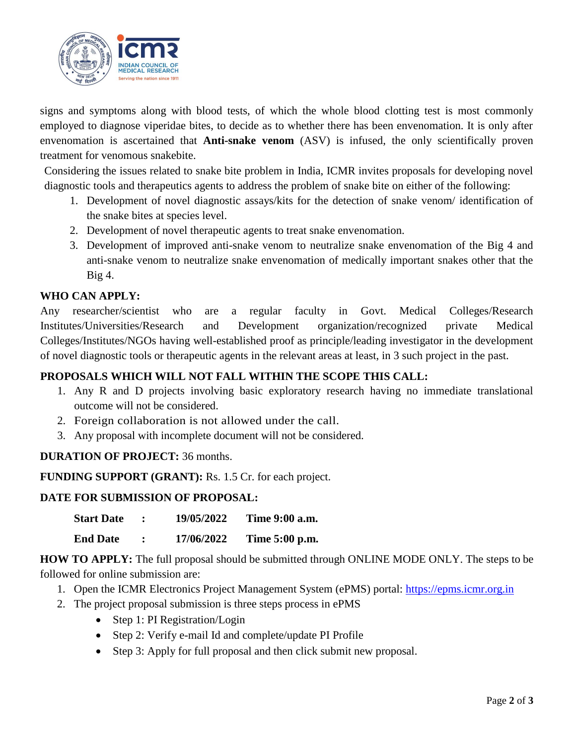signs and symptoms along with blood tests, of which the whole blood clotting test is most commonly employed to diagnose viperidae bites, to decide as to whether there has been envenomation. It is only after envenomation is ascertained that **Anti-snake venom** (ASV) is infused, the only scientifically proven treatment for venomous snakebite.

Considering the issues related to snake bite problem in India, ICMR invites proposals for developing novel diagnostic tools and therapeutics agents to address the problem of snake bite on either of the following:

1. Development of novel diagnostic assays/kits for the detection of snake venom/ identification of the snake bites at species level.
2. Development of novel therapeutic agents to treat snake envenomation.
3. Development of improved anti-snake venom to neutralize snake envenomation of the Big 4 and anti-snake venom to neutralize snake envenomation of medically important snakes other that the Big 4.

**WHO CAN APPLY:**

Any researcher/scientist who are a regular faculty in Govt. Medical Colleges/Research Institutes/Universities/Research and Development organization/recognized private Medical Colleges/Institutes/NGOs having well-established proof as principle/leading investigator in the development of novel diagnostic tools or therapeutic agents in the relevant areas at least, in 3 such project in the past.

**PROPOSALS WHICH WILL NOT FALL WITHIN THE SCOPE THIS CALL:**

1. Any R and D projects involving basic exploratory research having no immediate translational outcome will not be considered.
2. Foreign collaboration is not allowed under the call.
3. Any proposal with incomplete document will not be considered.

**DURATION OF PROJECT:** 36 months.

**FUNDING SUPPORT (GRANT):** Rs. 1.5 Cr. for each project.

**DATE FOR SUBMISSION OF PROPOSAL:**

| | | | |
|---|---|---|---|
| **Start Date** | **:** | **19/05/2022** | **Time 9:00 a.m.** |
| **End Date** | **:** | **17/06/2022** | **Time 5:00 p.m.** |

**HOW TO APPLY:** The full proposal should be submitted through ONLINE MODE ONLY. The steps to be followed for online submission are:

1. Open the ICMR Electronics Project Management System (ePMS) portal: https://epms.icmr.org.in
2. The project proposal submission is three steps process in ePMS
   - Step 1: PI Registration/Login
   - Step 2: Verify e-mail Id and complete/update PI Profile
   - Step 3: Apply for full proposal and then click submit new proposal.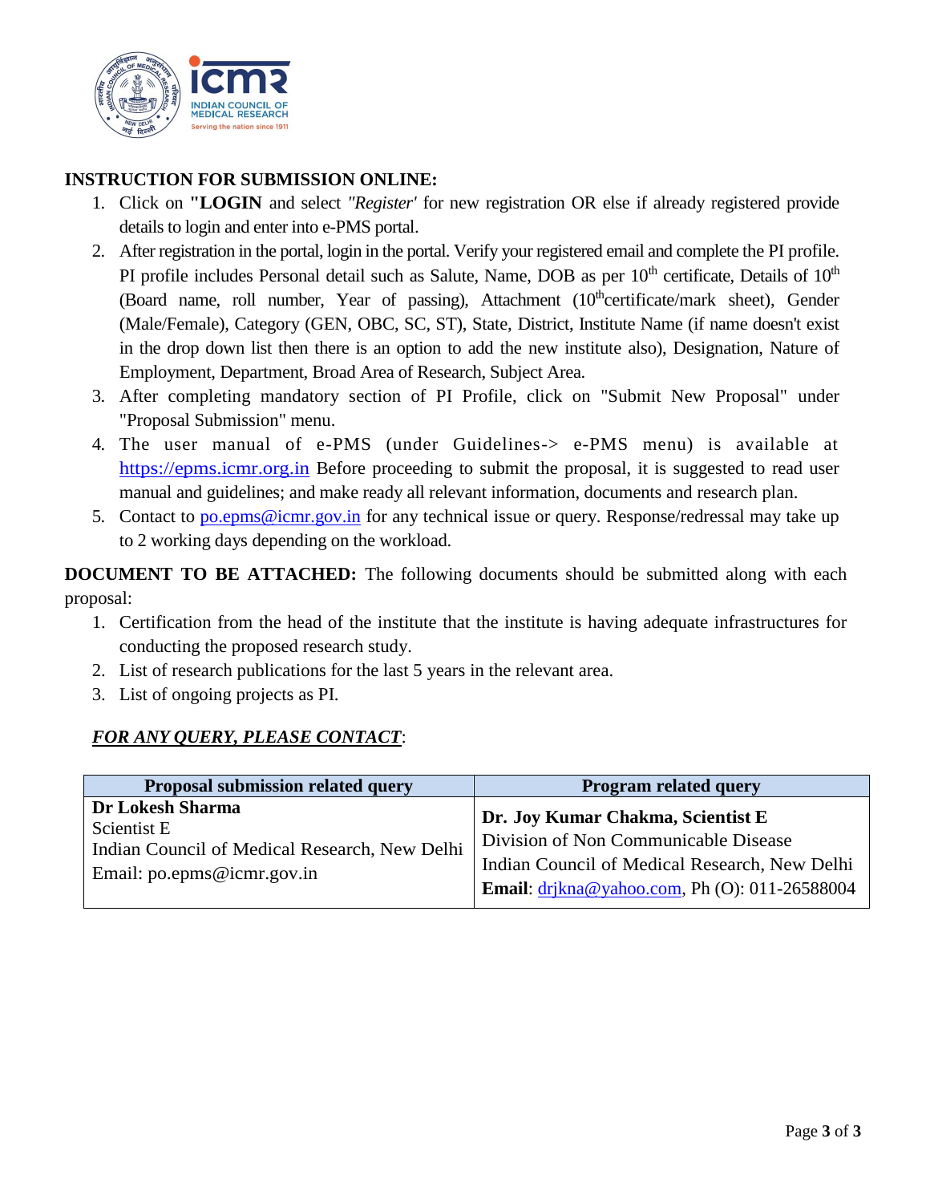**INSTRUCTION FOR SUBMISSION ONLINE:**

1. Click on **"LOGIN** and select *"Register'* for new registration OR else if already registered provide details to login and enter into e-PMS portal.
2. After registration in the portal, login in the portal. Verify your registered email and complete the PI profile. PI profile includes Personal detail such as Salute, Name, DOB as per 10th certificate, Details of 10th (Board name, roll number, Year of passing), Attachment (10th certificate/mark sheet), Gender (Male/Female), Category (GEN, OBC, SC, ST), State, District, Institute Name (if name doesn't exist in the drop down list then there is an option to add the new institute also), Designation, Nature of Employment, Department, Broad Area of Research, Subject Area.
3. After completing mandatory section of PI Profile, click on "Submit New Proposal" under "Proposal Submission" menu.
4. The user manual of e-PMS (under Guidelines-> e-PMS menu) is available at https://epms.icmr.org.in Before proceeding to submit the proposal, it is suggested to read user manual and guidelines; and make ready all relevant information, documents and research plan.
5. Contact to po.epms@icmr.gov.in for any technical issue or query. Response/redressal may take up to 2 working days depending on the workload.

**DOCUMENT TO BE ATTACHED:** The following documents should be submitted along with each proposal:

1. Certification from the head of the institute that the institute is having adequate infrastructures for conducting the proposed research study.
2. List of research publications for the last 5 years in the relevant area.
3. List of ongoing projects as PI.

***FOR ANY QUERY, PLEASE CONTACT***:

| Proposal submission related query | Program related query |
|---|---|
| **Dr Lokesh Sharma**<br>Scientist E<br>Indian Council of Medical Research, New Delhi<br>Email: po.epms@icmr.gov.in | **Dr. Joy Kumar Chakma, Scientist E**<br>Division of Non Communicable Disease<br>Indian Council of Medical Research, New Delhi<br>**Email**: drjkna@yahoo.com, Ph (O): 011-26588004 |